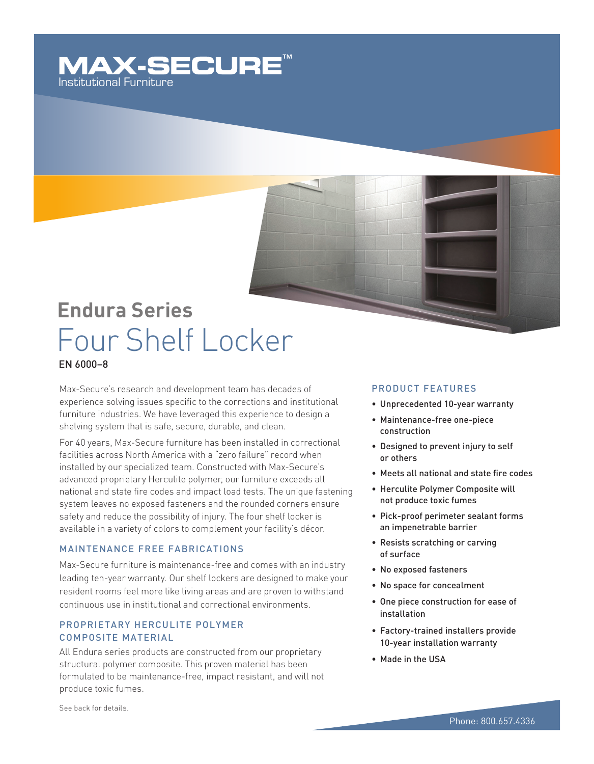MAX-SECURE™
Institutional Furniture

## Endura Series

# Four Shelf Locker

**EN 6000–8**

Max-Secure's research and development team has decades of experience solving issues specific to the corrections and institutional furniture industries. We have leveraged this experience to design a shelving system that is safe, secure, durable, and clean.

For 40 years, Max-Secure furniture has been installed in correctional facilities across North America with a "zero failure" record when installed by our specialized team. Constructed with Max-Secure's advanced proprietary Herculite polymer, our furniture exceeds all national and state fire codes and impact load tests. The unique fastening system leaves no exposed fasteners and the rounded corners ensure safety and reduce the possibility of injury. The four shelf locker is available in a variety of colors to complement your facility's décor.

### MAINTENANCE FREE FABRICATIONS

Max-Secure furniture is maintenance-free and comes with an industry leading ten-year warranty. Our shelf lockers are designed to make your resident rooms feel more like living areas and are proven to withstand continuous use in institutional and correctional environments.

### PROPRIETARY HERCULITE POLYMER COMPOSITE MATERIAL

All Endura series products are constructed from our proprietary structural polymer composite. This proven material has been formulated to be maintenance-free, impact resistant, and will not produce toxic fumes.

See back for details.

### PRODUCT FEATURES

- Unprecedented 10-year warranty
- Maintenance-free one-piece construction
- Designed to prevent injury to self or others
- Meets all national and state fire codes
- Herculite Polymer Composite will not produce toxic fumes
- Pick-proof perimeter sealant forms an impenetrable barrier
- Resists scratching or carving of surface
- No exposed fasteners
- No space for concealment
- One piece construction for ease of installation
- Factory-trained installers provide 10-year installation warranty
- Made in the USA

Phone: 800.657.4336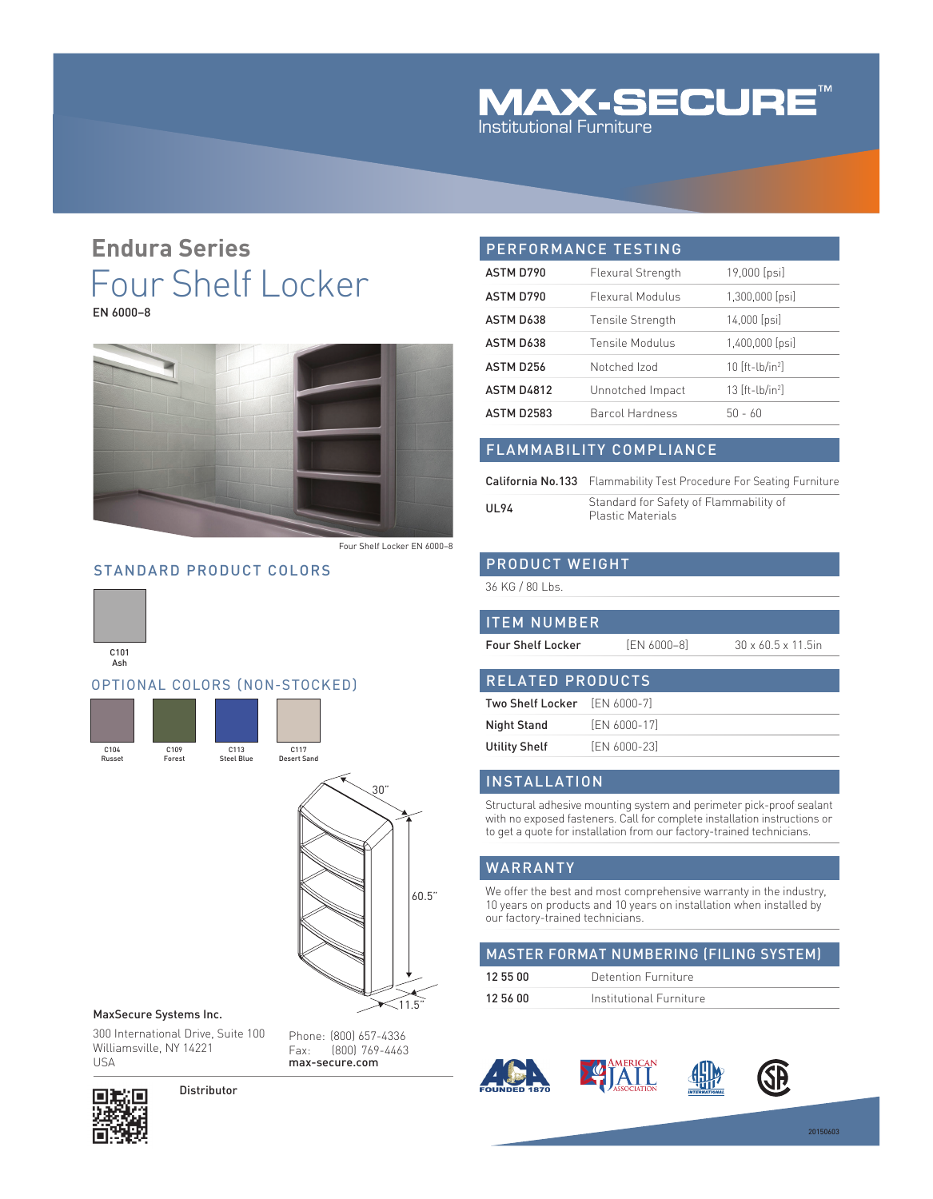MAX-SECURE™
Institutional Furniture

# Endura Series

## Four Shelf Locker

EN 6000–8

Four Shelf Locker EN 6000–8

### STANDARD PRODUCT COLORS

C101
Ash

### OPTIONAL COLORS (NON-STOCKED)

C104 Russet | C109 Forest | C113 Steel Blue | C117 Desert Sand

30"
60.5"
11.5"

### PERFORMANCE TESTING

| | | |
|---|---|---|
| ASTM D790 | Flexural Strength | 19,000 [psi] |
| ASTM D790 | Flexural Modulus | 1,300,000 [psi] |
| ASTM D638 | Tensile Strength | 14,000 [psi] |
| ASTM D638 | Tensile Modulus | 1,400,000 [psi] |
| ASTM D256 | Notched Izod | 10 [ft-lb/in²] |
| ASTM D4812 | Unnotched Impact | 13 [ft-lb/in²] |
| ASTM D2583 | Barcol Hardness | 50 - 60 |

### FLAMMABILITY COMPLIANCE

| | |
|---|---|
| California No.133 | Flammability Test Procedure For Seating Furniture |
| UL94 | Standard for Safety of Flammability of Plastic Materials |

### PRODUCT WEIGHT

36 KG / 80 Lbs.

### ITEM NUMBER

| | | |
|---|---|---|
| Four Shelf Locker | [EN 6000–8] | 30 x 60.5 x 11.5in |

### RELATED PRODUCTS

| | |
|---|---|
| Two Shelf Locker | [EN 6000–7] |
| Night Stand | [EN 6000–17] |
| Utility Shelf | [EN 6000–23] |

### INSTALLATION

Structural adhesive mounting system and perimeter pick-proof sealant with no exposed fasteners. Call for complete installation instructions or to get a quote for installation from our factory-trained technicians.

### WARRANTY

We offer the best and most comprehensive warranty in the industry, 10 years on products and 10 years on installation when installed by our factory-trained technicians.

### MASTER FORMAT NUMBERING (FILING SYSTEM)

| | |
|---|---|
| 12 55 00 | Detention Furniture |
| 12 56 00 | Institutional Furniture |

**MaxSecure Systems Inc.**

300 International Drive, Suite 100
Williamsville, NY 14221
USA

Phone: (800) 657-4336
Fax: (800) 769-4463
**max-secure.com**

Distributor

20150603